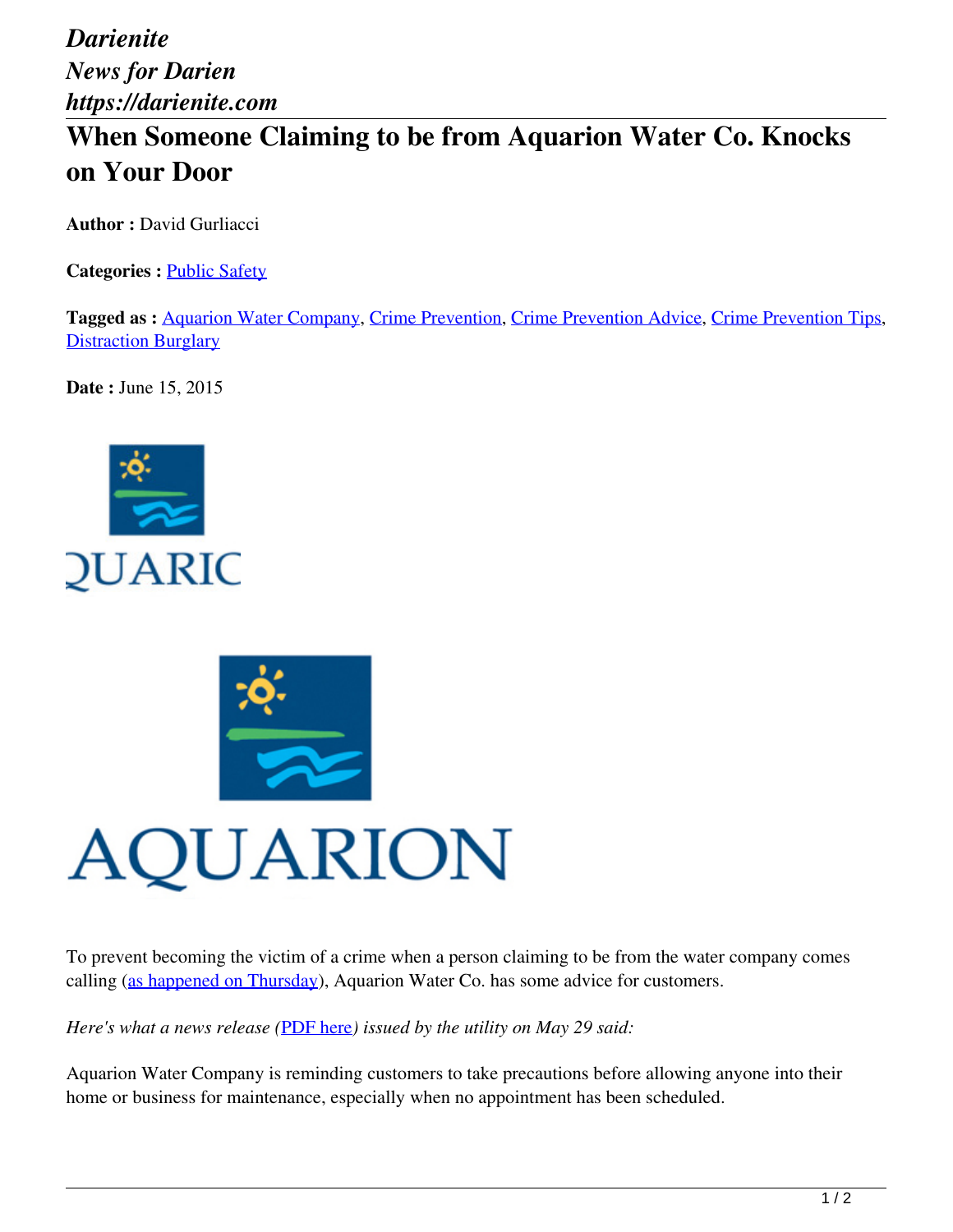*Darienite*
*News for Darien*
*https://darienite.com*

# When Someone Claiming to be from Aquarion Water Co. Knocks on Your Door

**Author :** David Gurliacci

**Categories :** Public Safety

**Tagged as :** Aquarion Water Company, Crime Prevention, Crime Prevention Advice, Crime Prevention Tips, Distraction Burglary

**Date :** June 15, 2015

To prevent becoming the victim of a crime when a person claiming to be from the water company comes calling (as happened on Thursday), Aquarion Water Co. has some advice for customers.

*Here's what a news release (PDF here) issued by the utility on May 29 said:*

Aquarion Water Company is reminding customers to take precautions before allowing anyone into their home or business for maintenance, especially when no appointment has been scheduled.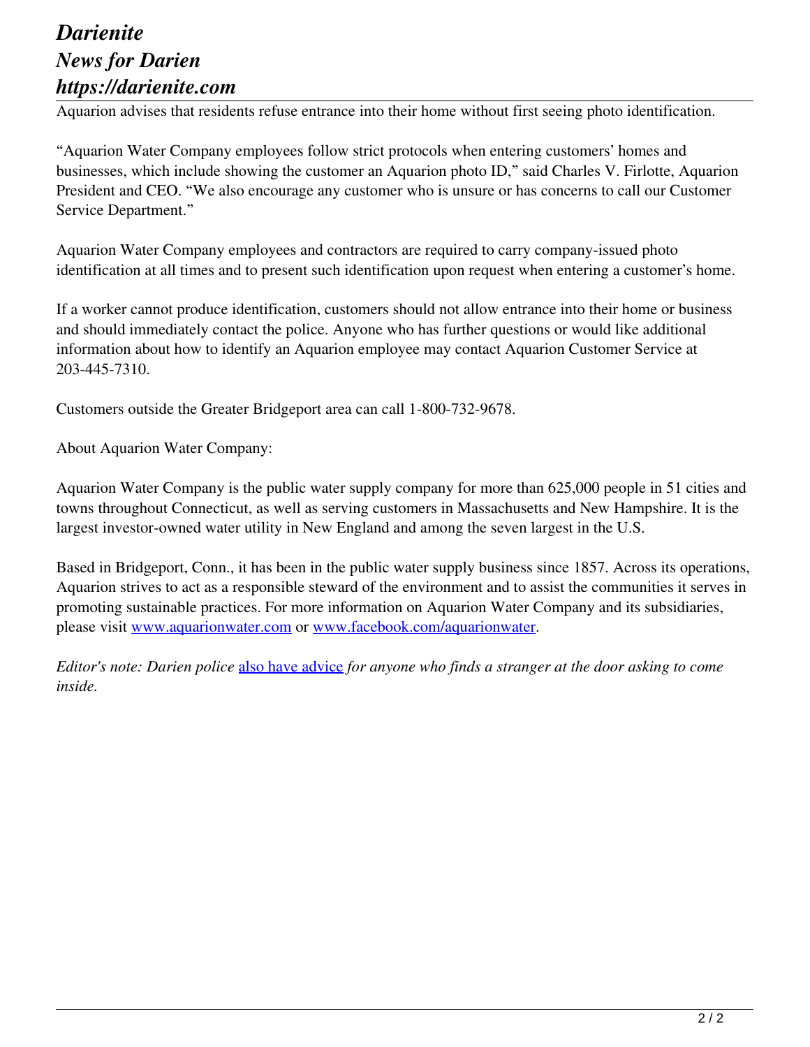Aquarion advises that residents refuse entrance into their home without first seeing photo identification.

"Aquarion Water Company employees follow strict protocols when entering customers' homes and businesses, which include showing the customer an Aquarion photo ID," said Charles V. Firlotte, Aquarion President and CEO. "We also encourage any customer who is unsure or has concerns to call our Customer Service Department."

Aquarion Water Company employees and contractors are required to carry company-issued photo identification at all times and to present such identification upon request when entering a customer's home.

If a worker cannot produce identification, customers should not allow entrance into their home or business and should immediately contact the police. Anyone who has further questions or would like additional information about how to identify an Aquarion employee may contact Aquarion Customer Service at 203-445-7310.

Customers outside the Greater Bridgeport area can call 1-800-732-9678.

About Aquarion Water Company:

Aquarion Water Company is the public water supply company for more than 625,000 people in 51 cities and towns throughout Connecticut, as well as serving customers in Massachusetts and New Hampshire. It is the largest investor-owned water utility in New England and among the seven largest in the U.S.

Based in Bridgeport, Conn., it has been in the public water supply business since 1857. Across its operations, Aquarion strives to act as a responsible steward of the environment and to assist the communities it serves in promoting sustainable practices. For more information on Aquarion Water Company and its subsidiaries, please visit www.aquarionwater.com or www.facebook.com/aquarionwater.

*Editor's note: Darien police* also have advice *for anyone who finds a stranger at the door asking to come inside.*